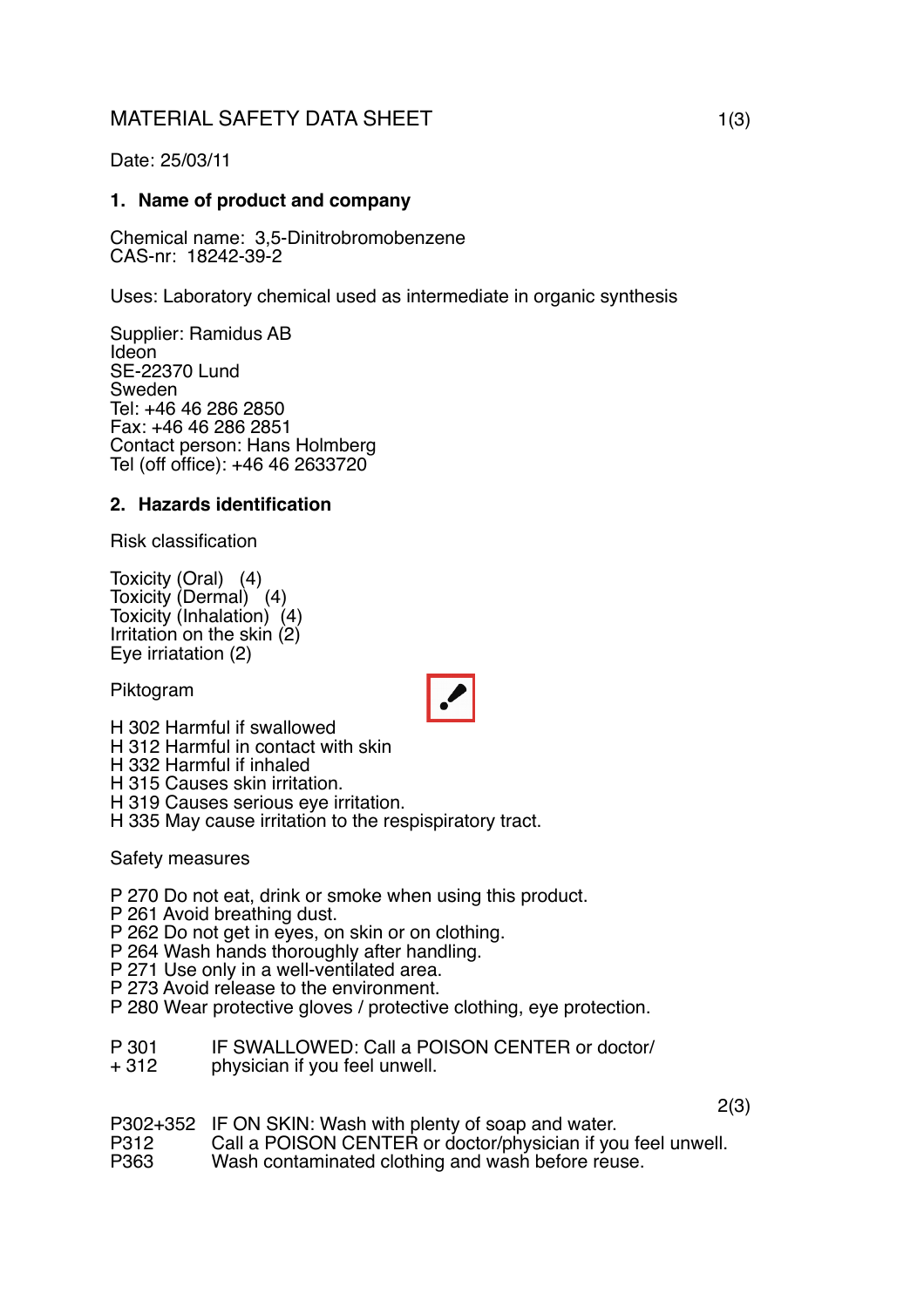# MATERIAL SAFETY DATA SHEET

Date: 25/03/11

## 1. Name of product and company

Chemical name: 3,5-Dinitrobromobenzene
CAS-nr: 18242-39-2

Uses: Laboratory chemical used as intermediate in organic synthesis

Supplier: Ramidus AB
Ideon
SE-22370 Lund
Sweden
Tel: +46 46 286 2850
Fax: +46 46 286 2851
Contact person: Hans Holmberg
Tel (off office): +46 46 2633720

## 2. Hazards identification

Risk classification

Toxicity (Oral) (4)
Toxicity (Dermal) (4)
Toxicity (Inhalation) (4)
Irritation on the skin (2)
Eye irriatation (2)

Piktogram

H 302 Harmful if swallowed
H 312 Harmful in contact with skin
H 332 Harmful if inhaled
H 315 Causes skin irritation.
H 319 Causes serious eye irritation.
H 335 May cause irritation to the respispiratory tract.

Safety measures

P 270 Do not eat, drink or smoke when using this product.
P 261 Avoid breathing dust.
P 262 Do not get in eyes, on skin or on clothing.
P 264 Wash hands thoroughly after handling.
P 271 Use only in a well-ventilated area.
P 273 Avoid release to the environment.
P 280 Wear protective gloves / protective clothing, eye protection.

P 301 + 312 IF SWALLOWED: Call a POISON CENTER or doctor/ physician if you feel unwell.

P302+352 IF ON SKIN: Wash with plenty of soap and water.
P312 Call a POISON CENTER or doctor/physician if you feel unwell.
P363 Wash contaminated clothing and wash before reuse.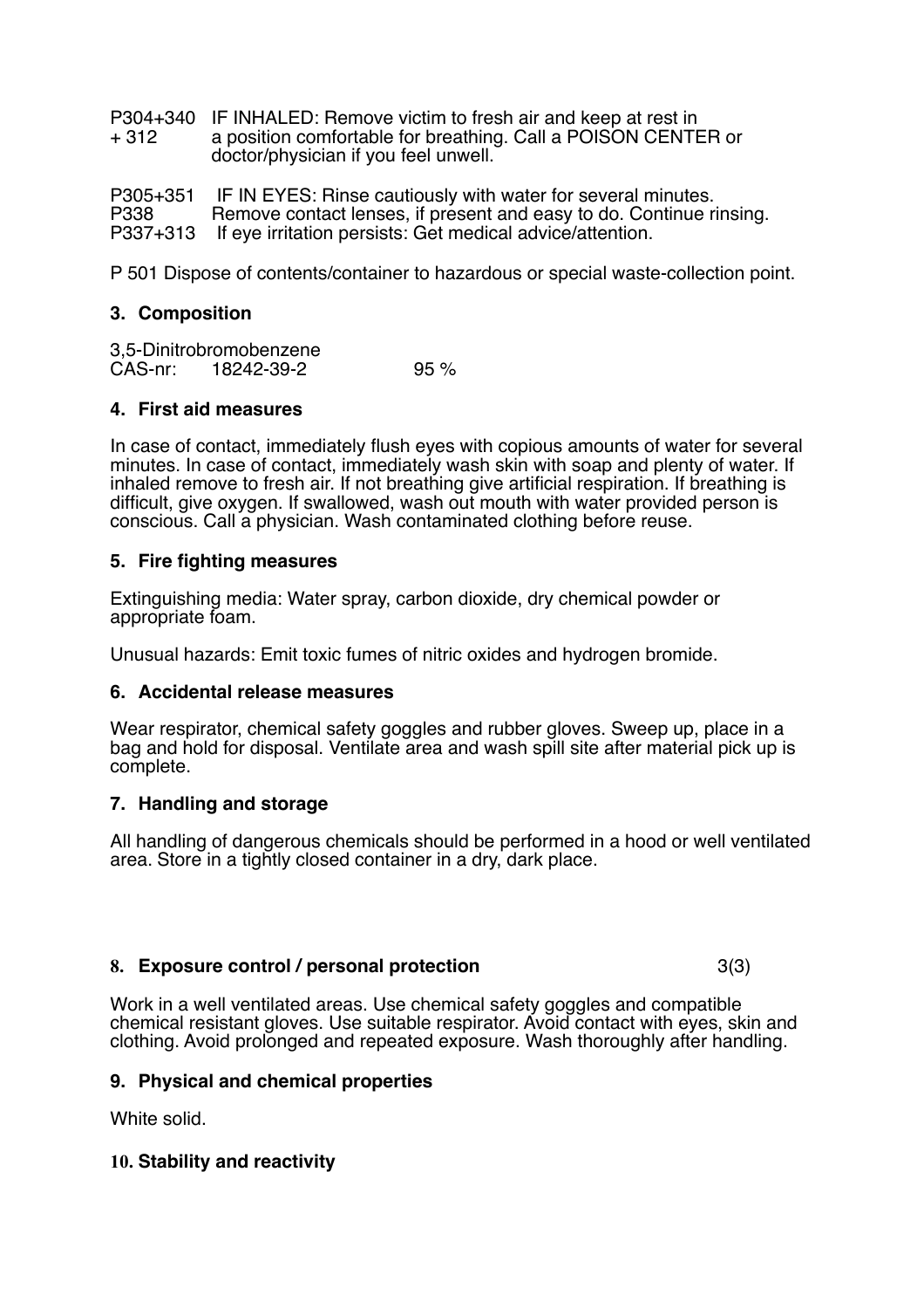P304+340 + 312 IF INHALED: Remove victim to fresh air and keep at rest in a position comfortable for breathing. Call a POISON CENTER or doctor/physician if you feel unwell.

P305+351 P338 IF IN EYES: Rinse cautiously with water for several minutes. Remove contact lenses, if present and easy to do. Continue rinsing.
P337+313 If eye irritation persists: Get medical advice/attention.

P 501 Dispose of contents/container to hazardous or special waste-collection point.

## 3. Composition

3,5-Dinitrobromobenzene
CAS-nr: 18242-39-2 95 %

## 4. First aid measures

In case of contact, immediately flush eyes with copious amounts of water for several minutes. In case of contact, immediately wash skin with soap and plenty of water. If inhaled remove to fresh air. If not breathing give artificial respiration. If breathing is difficult, give oxygen. If swallowed, wash out mouth with water provided person is conscious. Call a physician. Wash contaminated clothing before reuse.

## 5. Fire fighting measures

Extinguishing media: Water spray, carbon dioxide, dry chemical powder or appropriate foam.

Unusual hazards: Emit toxic fumes of nitric oxides and hydrogen bromide.

## 6. Accidental release measures

Wear respirator, chemical safety goggles and rubber gloves. Sweep up, place in a bag and hold for disposal. Ventilate area and wash spill site after material pick up is complete.

## 7. Handling and storage

All handling of dangerous chemicals should be performed in a hood or well ventilated area. Store in a tightly closed container in a dry, dark place.

## 8. Exposure control / personal protection

Work in a well ventilated areas. Use chemical safety goggles and compatible chemical resistant gloves. Use suitable respirator. Avoid contact with eyes, skin and clothing. Avoid prolonged and repeated exposure. Wash thoroughly after handling.

## 9. Physical and chemical properties

White solid.

## 10. Stability and reactivity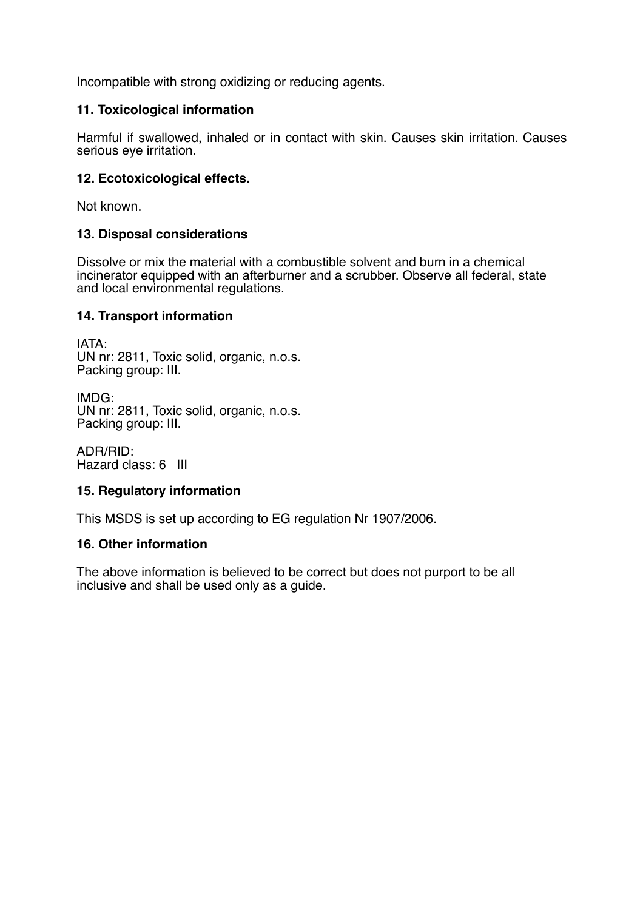Incompatible with strong oxidizing or reducing agents.

## 11. Toxicological information

Harmful if swallowed, inhaled or in contact with skin. Causes skin irritation. Causes serious eye irritation.

## 12. Ecotoxicological effects.

Not known.

## 13. Disposal considerations

Dissolve or mix the material with a combustible solvent and burn in a chemical incinerator equipped with an afterburner and a scrubber. Observe all federal, state and local environmental regulations.

## 14. Transport information

IATA:
UN nr: 2811, Toxic solid, organic, n.o.s.
Packing group: III.

IMDG:
UN nr: 2811, Toxic solid, organic, n.o.s.
Packing group: III.

ADR/RID:
Hazard class: 6 III

## 15. Regulatory information

This MSDS is set up according to EG regulation Nr 1907/2006.

## 16. Other information

The above information is believed to be correct but does not purport to be all inclusive and shall be used only as a guide.